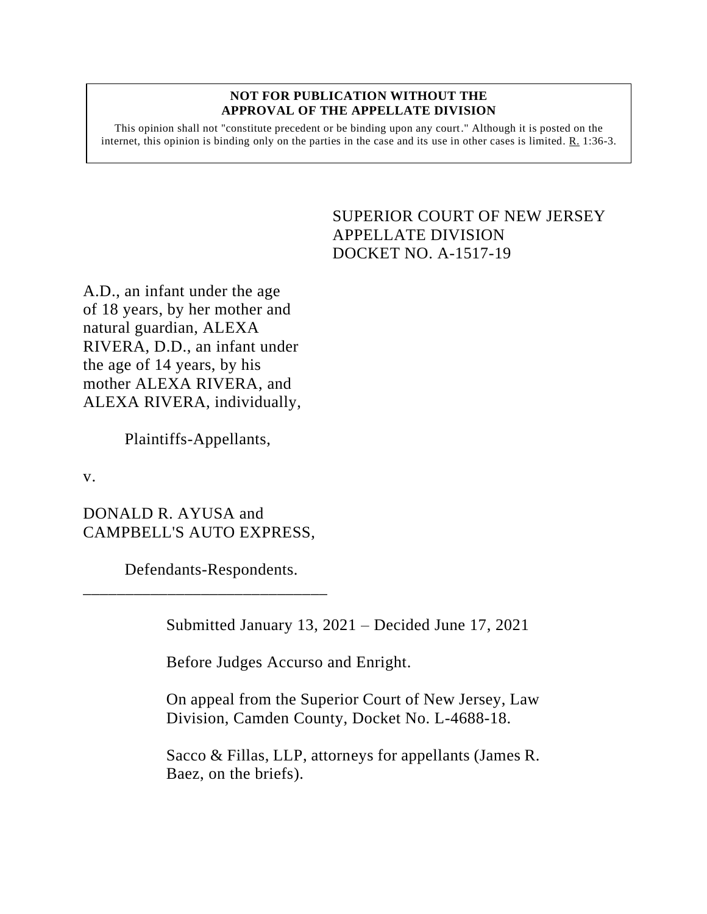**NOT FOR PUBLICATION WITHOUT THE APPROVAL OF THE APPELLATE DIVISION**

This opinion shall not "constitute precedent or be binding upon any court." Although it is posted on the internet, this opinion is binding only on the parties in the case and its use in other cases is limited. R. 1:36-3.

SUPERIOR COURT OF NEW JERSEY
APPELLATE DIVISION
DOCKET NO. A-1517-19

A.D., an infant under the age of 18 years, by her mother and natural guardian, ALEXA RIVERA, D.D., an infant under the age of 14 years, by his mother ALEXA RIVERA, and ALEXA RIVERA, individually,

Plaintiffs-Appellants,

v.

DONALD R. AYUSA and CAMPBELL'S AUTO EXPRESS,

Defendants-Respondents.

______________________________

Submitted January 13, 2021 – Decided June 17, 2021

Before Judges Accurso and Enright.

On appeal from the Superior Court of New Jersey, Law Division, Camden County, Docket No. L-4688-18.

Sacco & Fillas, LLP, attorneys for appellants (James R. Baez, on the briefs).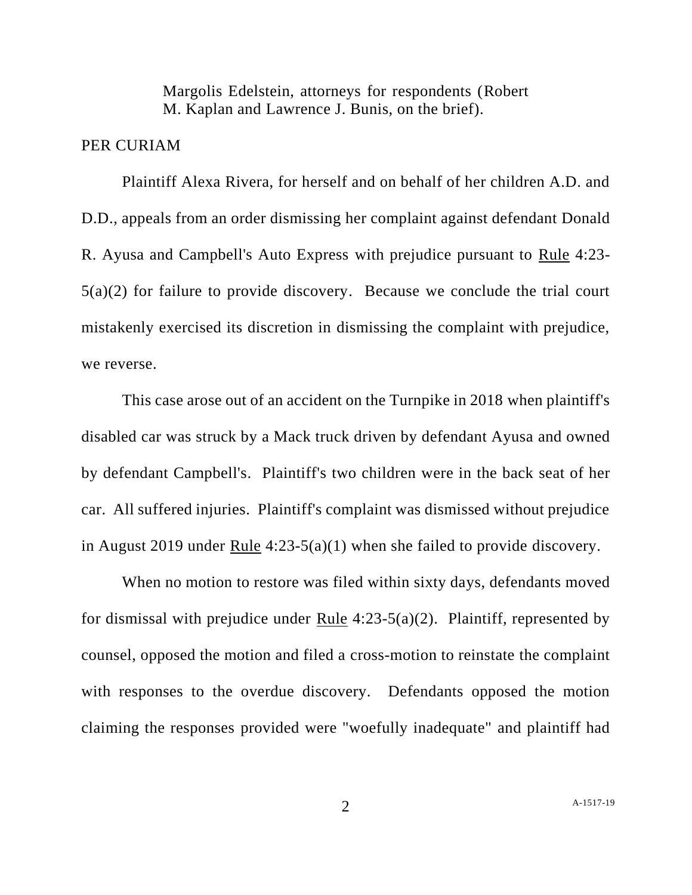Margolis Edelstein, attorneys for respondents (Robert M. Kaplan and Lawrence J. Bunis, on the brief).

PER CURIAM

Plaintiff Alexa Rivera, for herself and on behalf of her children A.D. and D.D., appeals from an order dismissing her complaint against defendant Donald R. Ayusa and Campbell's Auto Express with prejudice pursuant to Rule 4:23-5(a)(2) for failure to provide discovery. Because we conclude the trial court mistakenly exercised its discretion in dismissing the complaint with prejudice, we reverse.

This case arose out of an accident on the Turnpike in 2018 when plaintiff's disabled car was struck by a Mack truck driven by defendant Ayusa and owned by defendant Campbell's. Plaintiff's two children were in the back seat of her car. All suffered injuries. Plaintiff's complaint was dismissed without prejudice in August 2019 under Rule 4:23-5(a)(1) when she failed to provide discovery.

When no motion to restore was filed within sixty days, defendants moved for dismissal with prejudice under Rule 4:23-5(a)(2). Plaintiff, represented by counsel, opposed the motion and filed a cross-motion to reinstate the complaint with responses to the overdue discovery. Defendants opposed the motion claiming the responses provided were "woefully inadequate" and plaintiff had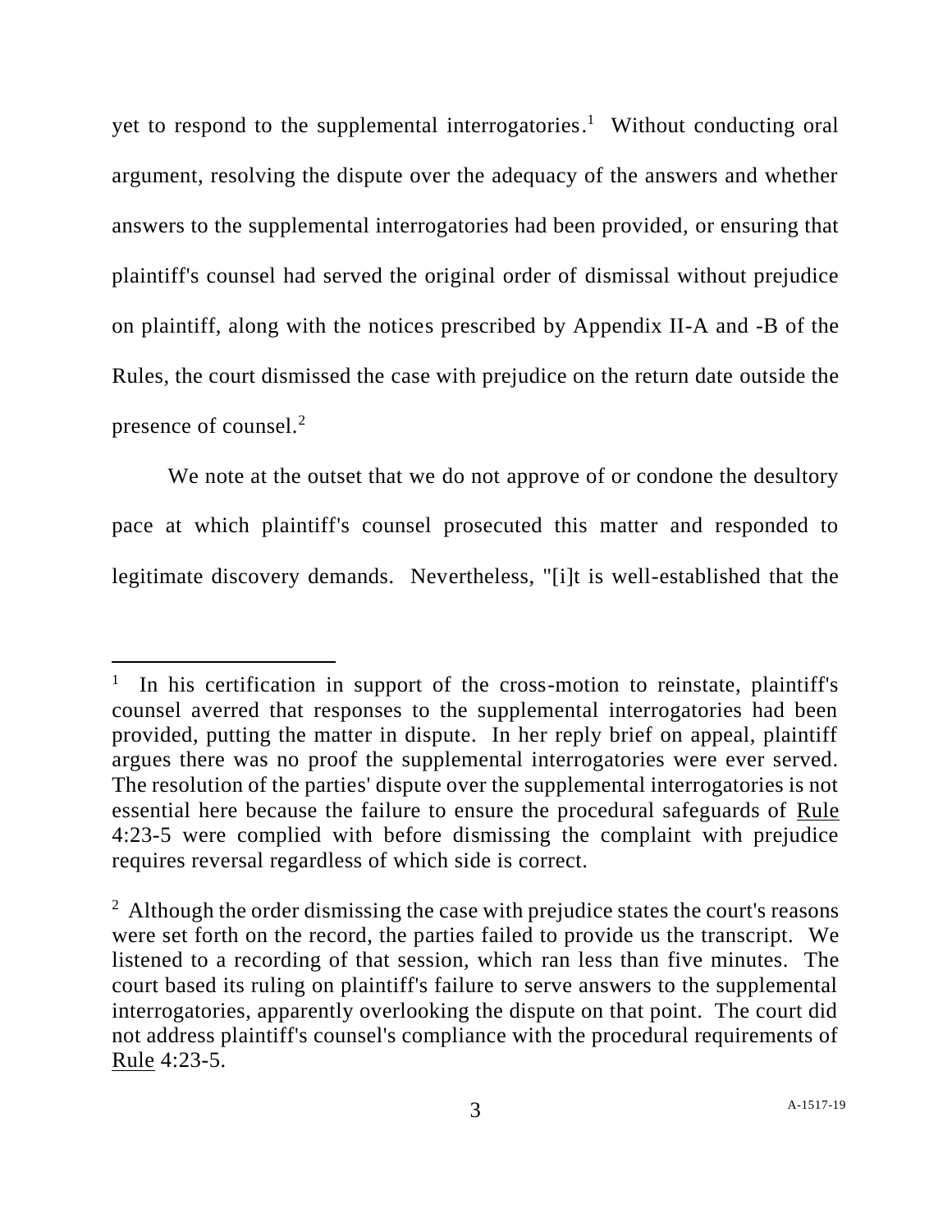yet to respond to the supplemental interrogatories.[1] Without conducting oral argument, resolving the dispute over the adequacy of the answers and whether answers to the supplemental interrogatories had been provided, or ensuring that plaintiff's counsel had served the original order of dismissal without prejudice on plaintiff, along with the notices prescribed by Appendix II-A and -B of the Rules, the court dismissed the case with prejudice on the return date outside the presence of counsel.[2]

We note at the outset that we do not approve of or condone the desultory pace at which plaintiff's counsel prosecuted this matter and responded to legitimate discovery demands. Nevertheless, "[i]t is well-established that the

---

[1] In his certification in support of the cross-motion to reinstate, plaintiff's counsel averred that responses to the supplemental interrogatories had been provided, putting the matter in dispute. In her reply brief on appeal, plaintiff argues there was no proof the supplemental interrogatories were ever served. The resolution of the parties' dispute over the supplemental interrogatories is not essential here because the failure to ensure the procedural safeguards of Rule 4:23-5 were complied with before dismissing the complaint with prejudice requires reversal regardless of which side is correct.

[2] Although the order dismissing the case with prejudice states the court's reasons were set forth on the record, the parties failed to provide us the transcript. We listened to a recording of that session, which ran less than five minutes. The court based its ruling on plaintiff's failure to serve answers to the supplemental interrogatories, apparently overlooking the dispute on that point. The court did not address plaintiff's counsel's compliance with the procedural requirements of Rule 4:23-5.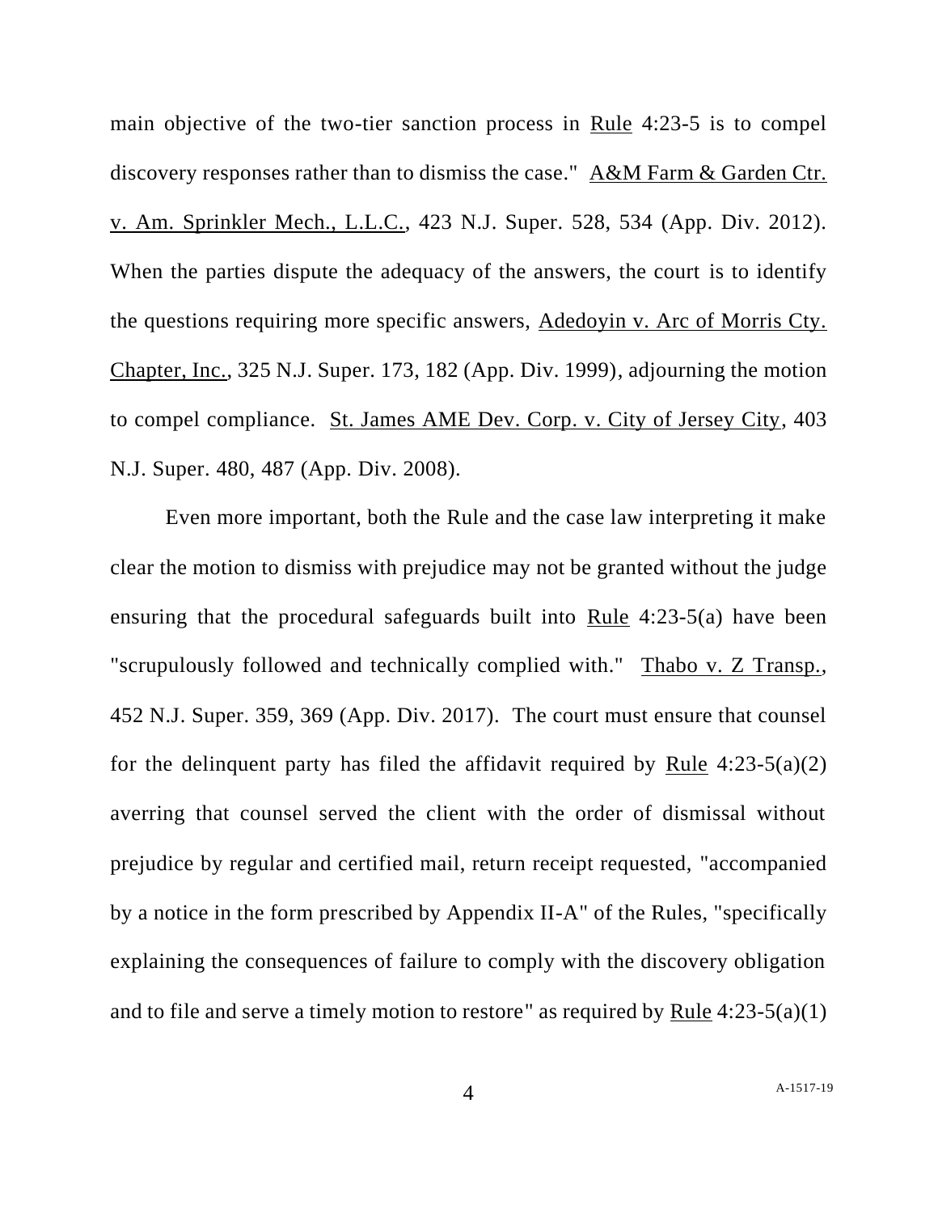main objective of the two-tier sanction process in Rule 4:23-5 is to compel discovery responses rather than to dismiss the case." A&M Farm & Garden Ctr. v. Am. Sprinkler Mech., L.L.C., 423 N.J. Super. 528, 534 (App. Div. 2012). When the parties dispute the adequacy of the answers, the court is to identify the questions requiring more specific answers, Adedoyin v. Arc of Morris Cty. Chapter, Inc., 325 N.J. Super. 173, 182 (App. Div. 1999), adjourning the motion to compel compliance. St. James AME Dev. Corp. v. City of Jersey City, 403 N.J. Super. 480, 487 (App. Div. 2008).

Even more important, both the Rule and the case law interpreting it make clear the motion to dismiss with prejudice may not be granted without the judge ensuring that the procedural safeguards built into Rule 4:23-5(a) have been "scrupulously followed and technically complied with." Thabo v. Z Transp., 452 N.J. Super. 359, 369 (App. Div. 2017). The court must ensure that counsel for the delinquent party has filed the affidavit required by Rule 4:23-5(a)(2) averring that counsel served the client with the order of dismissal without prejudice by regular and certified mail, return receipt requested, "accompanied by a notice in the form prescribed by Appendix II-A" of the Rules, "specifically explaining the consequences of failure to comply with the discovery obligation and to file and serve a timely motion to restore" as required by Rule 4:23-5(a)(1)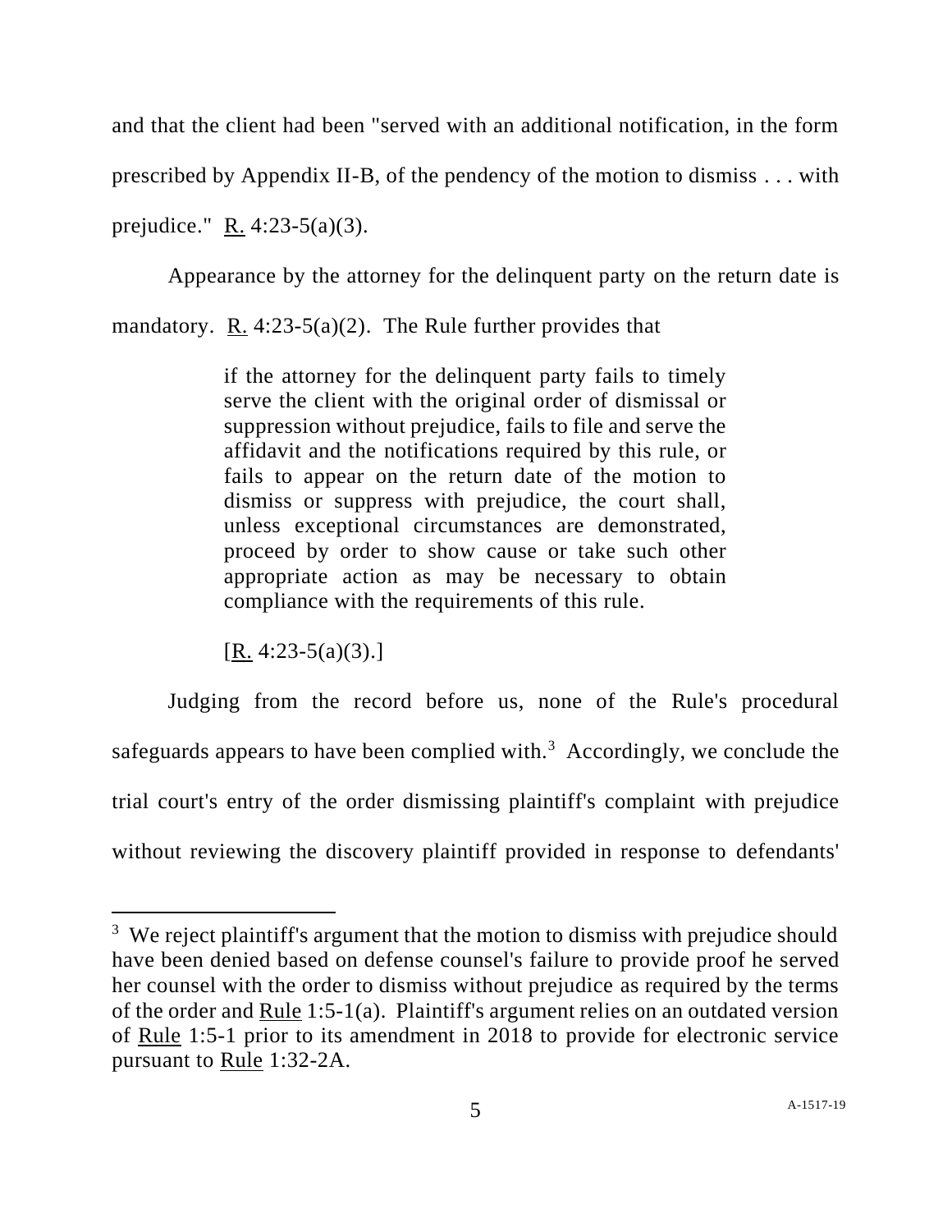and that the client had been "served with an additional notification, in the form prescribed by Appendix II-B, of the pendency of the motion to dismiss . . . with prejudice." R. 4:23-5(a)(3).

Appearance by the attorney for the delinquent party on the return date is mandatory. R. 4:23-5(a)(2). The Rule further provides that

> if the attorney for the delinquent party fails to timely serve the client with the original order of dismissal or suppression without prejudice, fails to file and serve the affidavit and the notifications required by this rule, or fails to appear on the return date of the motion to dismiss or suppress with prejudice, the court shall, unless exceptional circumstances are demonstrated, proceed by order to show cause or take such other appropriate action as may be necessary to obtain compliance with the requirements of this rule.
>
> [R. 4:23-5(a)(3).]

Judging from the record before us, none of the Rule's procedural safeguards appears to have been complied with.[3] Accordingly, we conclude the trial court's entry of the order dismissing plaintiff's complaint with prejudice without reviewing the discovery plaintiff provided in response to defendants'

---

[3] We reject plaintiff's argument that the motion to dismiss with prejudice should have been denied based on defense counsel's failure to provide proof he served her counsel with the order to dismiss without prejudice as required by the terms of the order and Rule 1:5-1(a). Plaintiff's argument relies on an outdated version of Rule 1:5-1 prior to its amendment in 2018 to provide for electronic service pursuant to Rule 1:32-2A.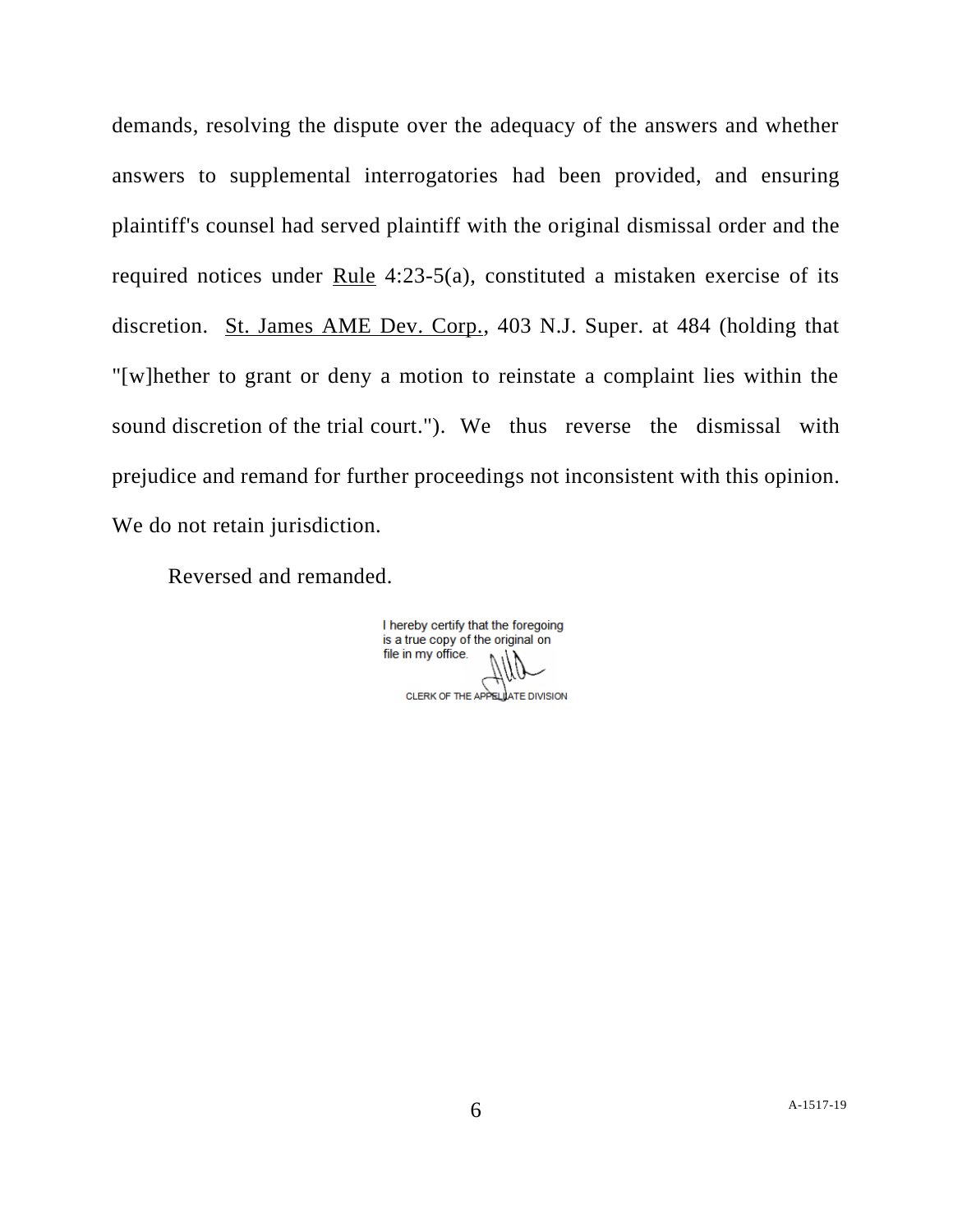demands, resolving the dispute over the adequacy of the answers and whether answers to supplemental interrogatories had been provided, and ensuring plaintiff's counsel had served plaintiff with the original dismissal order and the required notices under Rule 4:23-5(a), constituted a mistaken exercise of its discretion. St. James AME Dev. Corp., 403 N.J. Super. at 484 (holding that "[w]hether to grant or deny a motion to reinstate a complaint lies within the sound discretion of the trial court."). We thus reverse the dismissal with prejudice and remand for further proceedings not inconsistent with this opinion. We do not retain jurisdiction.

Reversed and remanded.

I hereby certify that the foregoing is a true copy of the original on file in my office.

CLERK OF THE APPELLATE DIVISION